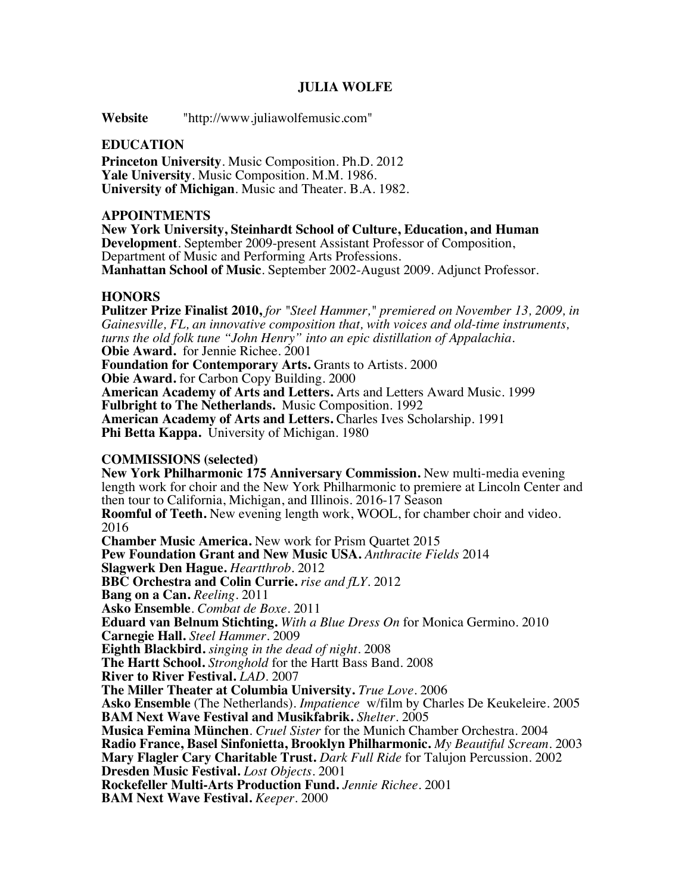# JULIA WOLFE

**Website** "http://www.juliawolfemusic.com"

## EDUCATION

**Princeton University**. Music Composition. Ph.D. 2012
**Yale University**. Music Composition. M.M. 1986.
**University of Michigan**. Music and Theater. B.A. 1982.

## APPOINTMENTS

**New York University, Steinhardt School of Culture, Education, and Human Development**. September 2009-present Assistant Professor of Composition, Department of Music and Performing Arts Professions.
**Manhattan School of Music**. September 2002-August 2009. Adjunct Professor.

## HONORS

**Pulitzer Prize Finalist 2010,** *for "Steel Hammer," premiered on November 13, 2009, in Gainesville, FL, an innovative composition that, with voices and old-time instruments, turns the old folk tune "John Henry" into an epic distillation of Appalachia.*
**Obie Award.** for Jennie Richee. 2001
**Foundation for Contemporary Arts.** Grants to Artists. 2000
**Obie Award.** for Carbon Copy Building. 2000
**American Academy of Arts and Letters.** Arts and Letters Award Music. 1999
**Fulbright to The Netherlands.** Music Composition. 1992
**American Academy of Arts and Letters.** Charles Ives Scholarship. 1991
**Phi Betta Kappa.** University of Michigan. 1980

## COMMISSIONS (selected)

**New York Philharmonic 175 Anniversary Commission.** New multi-media evening length work for choir and the New York Philharmonic to premiere at Lincoln Center and then tour to California, Michigan, and Illinois. 2016-17 Season
**Roomful of Teeth.** New evening length work, WOOL, for chamber choir and video. 2016
**Chamber Music America.** New work for Prism Quartet 2015
**Pew Foundation Grant and New Music USA.** *Anthracite Fields* 2014
**Slagwerk Den Hague.** *Heartthrob*. 2012
**BBC Orchestra and Colin Currie.** *rise and fLY*. 2012
**Bang on a Can.** *Reeling*. 2011
**Asko Ensemble**. *Combat de Boxe*. 2011
**Eduard van Belnum Stichting.** *With a Blue Dress On* for Monica Germino. 2010
**Carnegie Hall.** *Steel Hammer*. 2009
**Eighth Blackbird.** *singing in the dead of night*. 2008
**The Hartt School.** *Stronghold* for the Hartt Bass Band. 2008
**River to River Festival.** *LAD*. 2007
**The Miller Theater at Columbia University.** *True Love*. 2006
**Asko Ensemble** (The Netherlands). *Impatience* w/film by Charles De Keukeleire. 2005
**BAM Next Wave Festival and Musikfabrik.** *Shelter*. 2005
**Musica Femina München**. *Cruel Sister* for the Munich Chamber Orchestra. 2004
**Radio France, Basel Sinfonietta, Brooklyn Philharmonic.** *My Beautiful Scream*. 2003
**Mary Flagler Cary Charitable Trust.** *Dark Full Ride* for Talujon Percussion. 2002
**Dresden Music Festival.** *Lost Objects*. 2001
**Rockefeller Multi-Arts Production Fund.** *Jennie Richee*. 2001
**BAM Next Wave Festival.** *Keeper*. 2000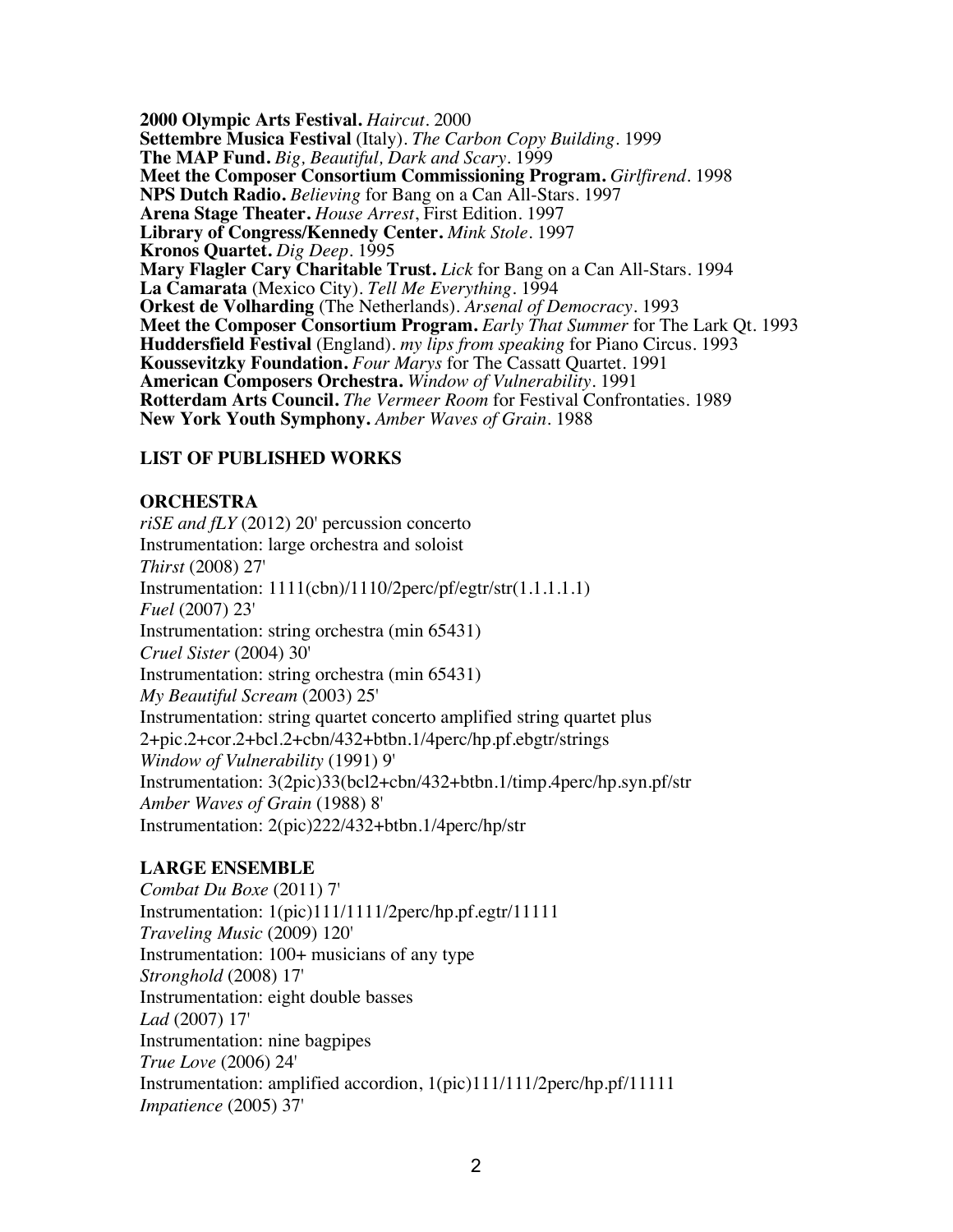**2000 Olympic Arts Festival.** *Haircut*. 2000
**Settembre Musica Festival** (Italy). *The Carbon Copy Building*. 1999
**The MAP Fund.** *Big, Beautiful, Dark and Scary*. 1999
**Meet the Composer Consortium Commissioning Program.** *Girlfirend*. 1998
**NPS Dutch Radio.** *Believing* for Bang on a Can All-Stars. 1997
**Arena Stage Theater.** *House Arrest*, First Edition. 1997
**Library of Congress/Kennedy Center.** *Mink Stole*. 1997
**Kronos Quartet.** *Dig Deep*. 1995
**Mary Flagler Cary Charitable Trust.** *Lick* for Bang on a Can All-Stars. 1994
**La Camarata** (Mexico City). *Tell Me Everything*. 1994
**Orkest de Volharding** (The Netherlands). *Arsenal of Democracy*. 1993
**Meet the Composer Consortium Commissioning Program.** *Early That Summer* for The Lark Qt. 1993
**Huddersfield Festival** (England). *my lips from speaking* for Piano Circus. 1993
**Koussevitzky Foundation.** *Four Marys* for The Cassatt Quartet. 1991
**American Composers Orchestra.** *Window of Vulnerability*. 1991
**Rotterdam Arts Council.** *The Vermeer Room* for Festival Confrontaties. 1989
**New York Youth Symphony.** *Amber Waves of Grain*. 1988

## LIST OF PUBLISHED WORKS

### ORCHESTRA

*riSE and fLY* (2012) 20' percussion concerto
Instrumentation: large orchestra and soloist
*Thirst* (2008) 27'
Instrumentation: 1111(cbn)/1110/2perc/pf/egtr/str(1.1.1.1.1)
*Fuel* (2007) 23'
Instrumentation: string orchestra (min 65431)
*Cruel Sister* (2004) 30'
Instrumentation: string orchestra (min 65431)
*My Beautiful Scream* (2003) 25'
Instrumentation: string quartet concerto amplified string quartet plus 2+pic.2+cor.2+bcl.2+cbn/432+btbn.1/4perc/hp.pf.ebgtr/strings
*Window of Vulnerability* (1991) 9'
Instrumentation: 3(2pic)33(bcl2+cbn/432+btbn.1/timp.4perc/hp.syn.pf/str
*Amber Waves of Grain* (1988) 8'
Instrumentation: 2(pic)222/432+btbn.1/4perc/hp/str

### LARGE ENSEMBLE

*Combat Du Boxe* (2011) 7'
Instrumentation: 1(pic)111/1111/2perc/hp.pf.egtr/11111
*Traveling Music* (2009) 120'
Instrumentation: 100+ musicians of any type
*Stronghold* (2008) 17'
Instrumentation: eight double basses
*Lad* (2007) 17'
Instrumentation: nine bagpipes
*True Love* (2006) 24'
Instrumentation: amplified accordion, 1(pic)111/111/2perc/hp.pf/11111
*Impatience* (2005) 37'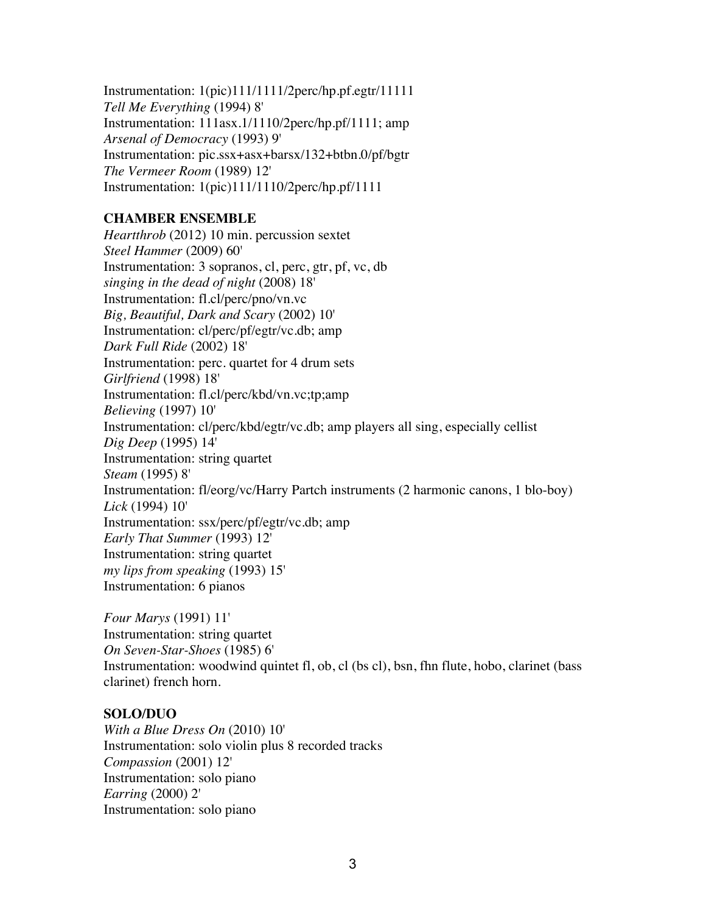Instrumentation: 1(pic)111/1111/2perc/hp.pf.egtr/11111
*Tell Me Everything* (1994) 8'
Instrumentation: 111asx.1/1110/2perc/hp.pf/1111; amp
*Arsenal of Democracy* (1993) 9'
Instrumentation: pic.ssx+asx+barsx/132+btbn.0/pf/bgtr
*The Vermeer Room* (1989) 12'
Instrumentation: 1(pic)111/1110/2perc/hp.pf/1111

**CHAMBER ENSEMBLE**

*Heartthrob* (2012) 10 min. percussion sextet
*Steel Hammer* (2009) 60'
Instrumentation: 3 sopranos, cl, perc, gtr, pf, vc, db
*singing in the dead of night* (2008) 18'
Instrumentation: fl.cl/perc/pno/vn.vc
*Big, Beautiful, Dark and Scary* (2002) 10'
Instrumentation: cl/perc/pf/egtr/vc.db; amp
*Dark Full Ride* (2002) 18'
Instrumentation: perc. quartet for 4 drum sets
*Girlfriend* (1998) 18'
Instrumentation: fl.cl/perc/kbd/vn.vc;tp;amp
*Believing* (1997) 10'
Instrumentation: cl/perc/kbd/egtr/vc.db; amp players all sing, especially cellist
*Dig Deep* (1995) 14'
Instrumentation: string quartet
*Steam* (1995) 8'
Instrumentation: fl/eorg/vc/Harry Partch instruments (2 harmonic canons, 1 blo-boy)
*Lick* (1994) 10'
Instrumentation: ssx/perc/pf/egtr/vc.db; amp
*Early That Summer* (1993) 12'
Instrumentation: string quartet
*my lips from speaking* (1993) 15'
Instrumentation: 6 pianos

*Four Marys* (1991) 11'
Instrumentation: string quartet
*On Seven-Star-Shoes* (1985) 6'
Instrumentation: woodwind quintet fl, ob, cl (bs cl), bsn, fhn flute, hobo, clarinet (bass clarinet) french horn.

**SOLO/DUO**

*With a Blue Dress On* (2010) 10'
Instrumentation: solo violin plus 8 recorded tracks
*Compassion* (2001) 12'
Instrumentation: solo piano
*Earring* (2000) 2'
Instrumentation: solo piano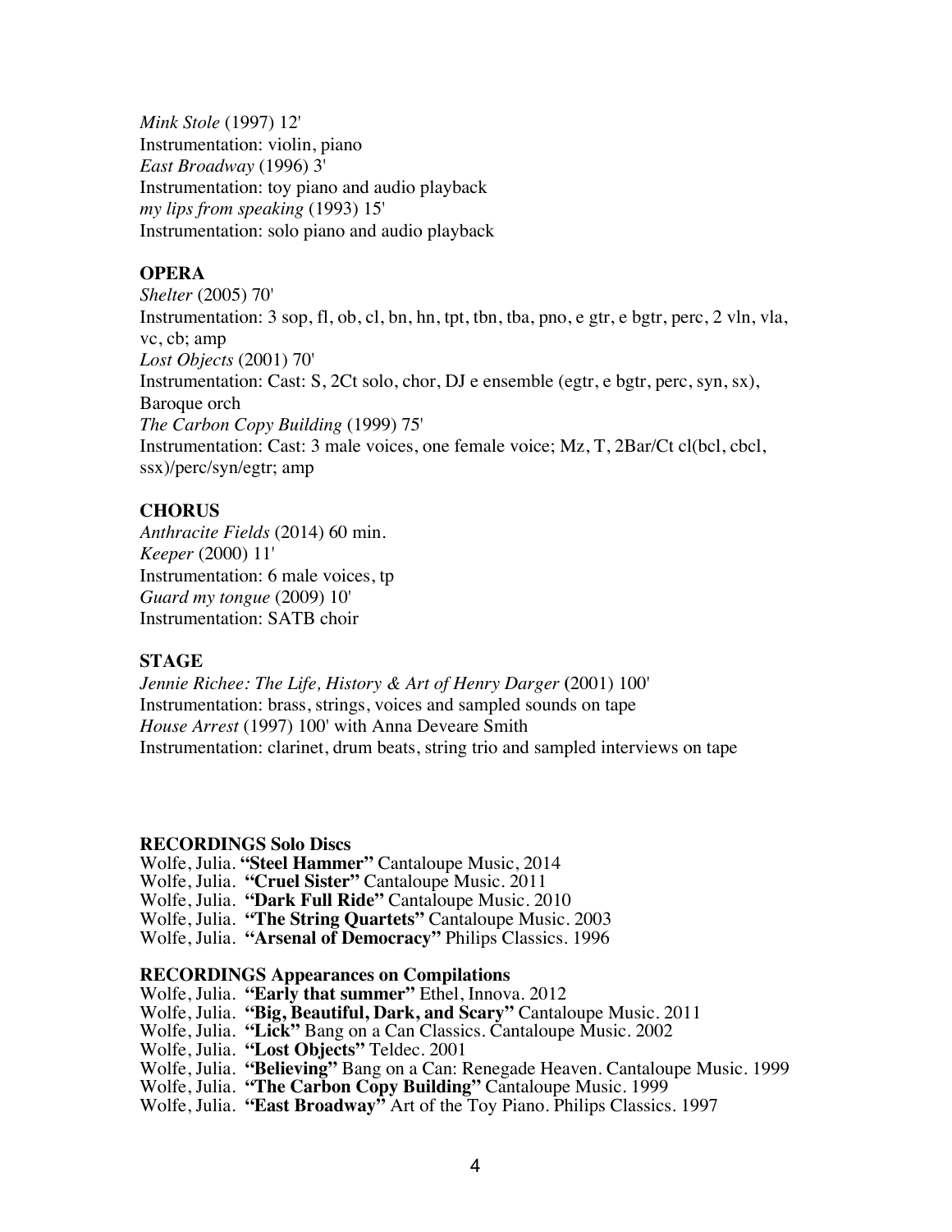*Mink Stole* (1997) 12'
Instrumentation: violin, piano
*East Broadway* (1996) 3'
Instrumentation: toy piano and audio playback
*my lips from speaking* (1993) 15'
Instrumentation: solo piano and audio playback

**OPERA**

*Shelter* (2005) 70'
Instrumentation: 3 sop, fl, ob, cl, bn, hn, tpt, tbn, tba, pno, e gtr, e bgtr, perc, 2 vln, vla, vc, cb; amp
*Lost Objects* (2001) 70'
Instrumentation: Cast: S, 2Ct solo, chor, DJ e ensemble (egtr, e bgtr, perc, syn, sx), Baroque orch
*The Carbon Copy Building* (1999) 75'
Instrumentation: Cast: 3 male voices, one female voice; Mz, T, 2Bar/Ct cl(bcl, cbcl, ssx)/perc/syn/egtr; amp

**CHORUS**

*Anthracite Fields* (2014) 60 min.
*Keeper* (2000) 11'
Instrumentation: 6 male voices, tp
*Guard my tongue* (2009) 10'
Instrumentation: SATB choir

**STAGE**

*Jennie Richee: The Life, History & Art of Henry Darger* **(**2001) 100'
Instrumentation: brass, strings, voices and sampled sounds on tape
*House Arrest* (1997) 100' with Anna Deveare Smith
Instrumentation: clarinet, drum beats, string trio and sampled interviews on tape

**RECORDINGS Solo Discs**

Wolfe, Julia. **"Steel Hammer"** Cantaloupe Music, 2014
Wolfe, Julia. **"Cruel Sister"** Cantaloupe Music. 2011
Wolfe, Julia. **"Dark Full Ride"** Cantaloupe Music. 2010
Wolfe, Julia. **"The String Quartets"** Cantaloupe Music. 2003
Wolfe, Julia. **"Arsenal of Democracy"** Philips Classics. 1996

**RECORDINGS Appearances on Compilations**

Wolfe, Julia. **"Early that summer"** Ethel, Innova. 2012
Wolfe, Julia. **"Big, Beautiful, Dark, and Scary"** Cantaloupe Music. 2011
Wolfe, Julia. **"Lick"** Bang on a Can Classics. Cantaloupe Music. 2002
Wolfe, Julia. **"Lost Objects"** Teldec. 2001
Wolfe, Julia. **"Believing"** Bang on a Can: Renegade Heaven. Cantaloupe Music. 1999
Wolfe, Julia. **"The Carbon Copy Building"** Cantaloupe Music. 1999
Wolfe, Julia. **"East Broadway"** Art of the Toy Piano. Philips Classics. 1997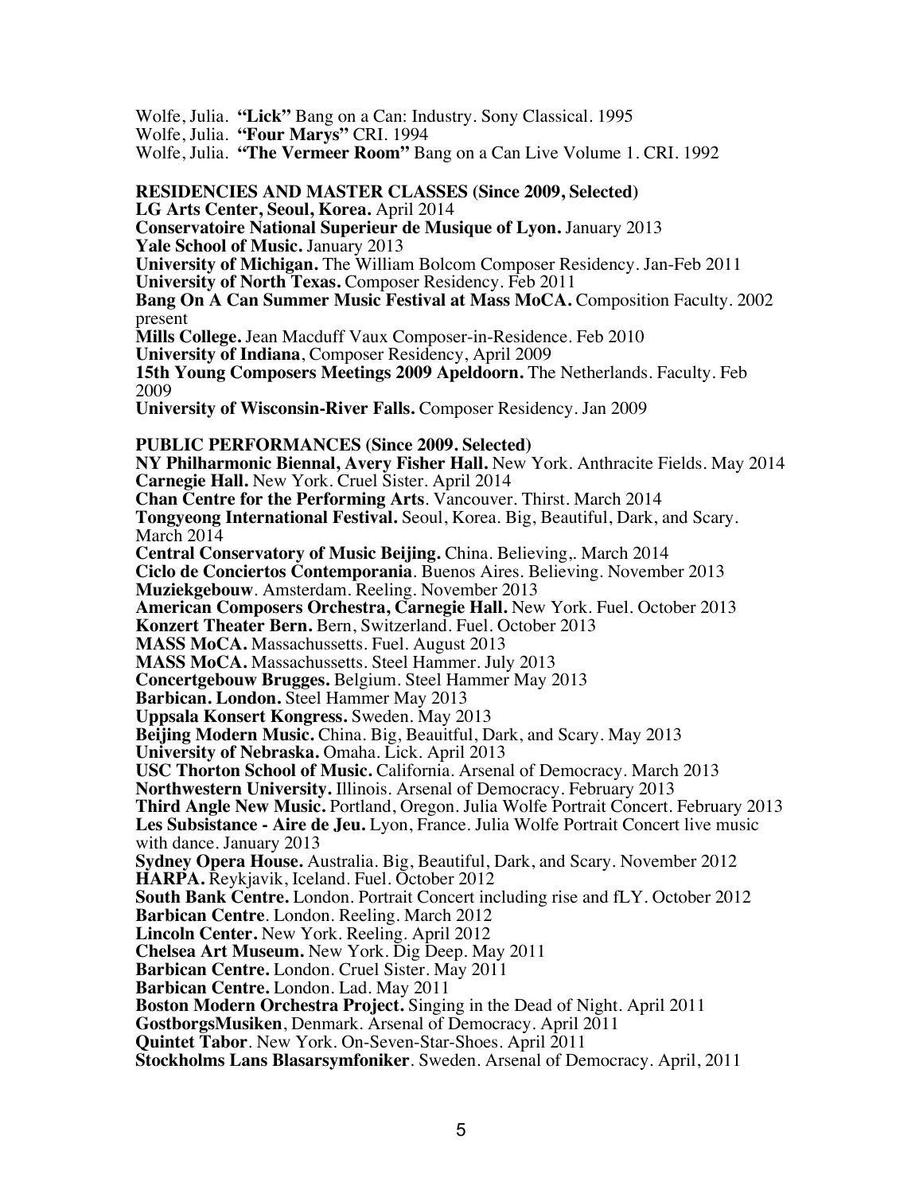Wolfe, Julia. **"Lick"** Bang on a Can: Industry. Sony Classical. 1995
Wolfe, Julia. **"Four Marys"** CRI. 1994
Wolfe, Julia. **"The Vermeer Room"** Bang on a Can Live Volume 1. CRI. 1992

**RESIDENCIES AND MASTER CLASSES (Since 2009, Selected)**
**LG Arts Center, Seoul, Korea.** April 2014
**Conservatoire National Superieur de Musique of Lyon.** January 2013
**Yale School of Music.** January 2013
**University of Michigan.** The William Bolcom Composer Residency. Jan-Feb 2011
**University of North Texas.** Composer Residency. Feb 2011
**Bang On A Can Summer Music Festival at Mass MoCA.** Composition Faculty. 2002 present
**Mills College.** Jean Macduff Vaux Composer-in-Residence. Feb 2010
**University of Indiana**, Composer Residency, April 2009
**15th Young Composers Meetings 2009 Apeldoorn.** The Netherlands. Faculty. Feb 2009
**University of Wisconsin-River Falls.** Composer Residency. Jan 2009

**PUBLIC PERFORMANCES (Since 2009. Selected)**
**NY Philharmonic Biennal, Avery Fisher Hall.** New York. Anthracite Fields. May 2014
**Carnegie Hall.** New York. Cruel Sister. April 2014
**Chan Centre for the Performing Arts**. Vancouver. Thirst. March 2014
**Tongyeong International Festival.** Seoul, Korea. Big, Beautiful, Dark, and Scary. March 2014
**Central Conservatory of Music Beijing.** China. Believing,. March 2014
**Ciclo de Conciertos Contemporania**. Buenos Aires. Believing. November 2013
**Muziekgebouw**. Amsterdam. Reeling. November 2013
**American Composers Orchestra, Carnegie Hall.** New York. Fuel. October 2013
**Konzert Theater Bern.** Bern, Switzerland. Fuel. October 2013
**MASS MoCA.** Massachussetts. Fuel. August 2013
**MASS MoCA.** Massachussetts. Steel Hammer. July 2013
**Concertgebouw Brugges.** Belgium. Steel Hammer May 2013
**Barbican. London.** Steel Hammer May 2013
**Uppsala Konsert Kongress.** Sweden. May 2013
**Beijing Modern Music.** China. Big, Beauitful, Dark, and Scary. May 2013
**University of Nebraska.** Omaha. Lick. April 2013
**USC Thorton School of Music.** California. Arsenal of Democracy. March 2013
**Northwestern University.** Illinois. Arsenal of Democracy. February 2013
**Third Angle New Music.** Portland, Oregon. Julia Wolfe Portrait Concert. February 2013
**Les Subsistance - Aire de Jeu.** Lyon, France. Julia Wolfe Portrait Concert live music with dance. January 2013
**Sydney Opera House.** Australia. Big, Beautiful, Dark, and Scary. November 2012
**HARPA.** Reykjavik, Iceland. Fuel. October 2012
**South Bank Centre.** London. Portrait Concert including rise and fLY. October 2012
**Barbican Centre**. London. Reeling. March 2012
**Lincoln Center.** New York. Reeling. April 2012
**Chelsea Art Museum.** New York. Dig Deep. May 2011
**Barbican Centre.** London. Cruel Sister. May 2011
**Barbican Centre.** London. Lad. May 2011
**Boston Modern Orchestra Project.** Singing in the Dead of Night. April 2011
**GostborgsMusiken**, Denmark. Arsenal of Democracy. April 2011
**Quintet Tabor**. New York. On-Seven-Star-Shoes. April 2011
**Stockholms Lans Blasarsymfoniker**. Sweden. Arsenal of Democracy. April, 2011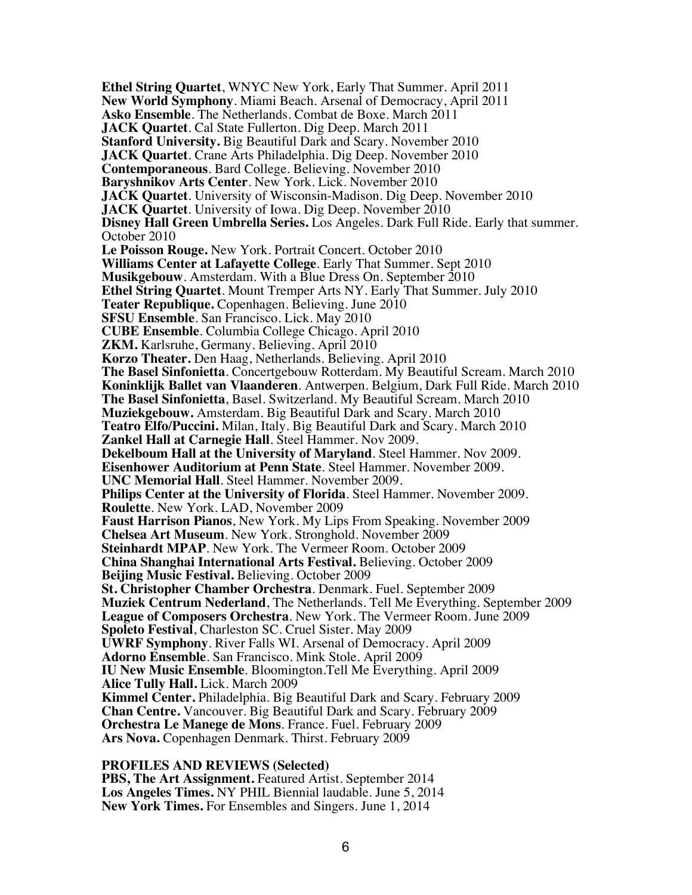**Ethel String Quartet**, WNYC New York, Early That Summer. April 2011
**New World Symphony**. Miami Beach. Arsenal of Democracy, April 2011
**Asko Ensemble**. The Netherlands. Combat de Boxe. March 2011
**JACK Quartet**. Cal State Fullerton. Dig Deep. March 2011
**Stanford University.** Big Beautiful Dark and Scary. November 2010
**JACK Quartet**. Crane Arts Philadelphia. Dig Deep. November 2010
**Contemporaneous**. Bard College. Believing. November 2010
**Baryshnikov Arts Center**. New York. Lick. November 2010
**JACK Quartet**. University of Wisconsin-Madison. Dig Deep. November 2010
**JACK Quartet**. University of Iowa. Dig Deep. November 2010
**Disney Hall Green Umbrella Series.** Los Angeles. Dark Full Ride. Early that summer. October 2010
**Le Poisson Rouge.** New York. Portrait Concert. October 2010
**Williams Center at Lafayette College**. Early That Summer. Sept 2010
**Musikgebouw**. Amsterdam. With a Blue Dress On. September 2010
**Ethel String Quartet**. Mount Tremper Arts NY. Early That Summer. July 2010
**Teater Republique.** Copenhagen. Believing. June 2010
**SFSU Ensemble**. San Francisco. Lick. May 2010
**CUBE Ensemble**. Columbia College Chicago. April 2010
**ZKM.** Karlsruhe, Germany. Believing. April 2010
**Korzo Theater.** Den Haag, Netherlands. Believing. April 2010
**The Basel Sinfonietta**. Concertgebouw Rotterdam. My Beautiful Scream. March 2010
**Koninklijk Ballet van Vlaanderen**. Antwerpen. Belgium, Dark Full Ride. March 2010
**The Basel Sinfonietta**, Basel. Switzerland. My Beautiful Scream. March 2010
**Muziekgebouw.** Amsterdam. Big Beautiful Dark and Scary. March 2010
**Teatro Elfo/Puccini.** Milan, Italy. Big Beautiful Dark and Scary. March 2010
**Zankel Hall at Carnegie Hall**. Steel Hammer. Nov 2009.
**Dekelboum Hall at the University of Maryland**. Steel Hammer. Nov 2009.
**Eisenhower Auditorium at Penn State**. Steel Hammer. November 2009.
**UNC Memorial Hall**. Steel Hammer. November 2009.
**Philips Center at the University of Florida**. Steel Hammer. November 2009.
**Roulette**. New York. LAD, November 2009
**Faust Harrison Pianos**, New York. My Lips From Speaking. November 2009
**Chelsea Art Museum**. New York. Stronghold. November 2009
**Steinhardt MPAP**. New York. The Vermeer Room. October 2009
**China Shanghai International Arts Festival.** Believing. October 2009
**Beijing Music Festival.** Believing. October 2009
**St. Christopher Chamber Orchestra**. Denmark. Fuel. September 2009
**Muziek Centrum Nederland**, The Netherlands. Tell Me Everything. September 2009
**League of Composers Orchestra**. New York. The Vermeer Room. June 2009
**Spoleto Festival**, Charleston SC. Cruel Sister. May 2009
**UWRF Symphony**. River Falls WI. Arsenal of Democracy. April 2009
**Adorno Ensemble**. San Francisco. Mink Stole. April 2009
**IU New Music Ensemble**. Bloomington.Tell Me Everything. April 2009
**Alice Tully Hall.** Lick. March 2009
**Kimmel Center.** Philadelphia. Big Beautiful Dark and Scary. February 2009
**Chan Centre.** Vancouver. Big Beautiful Dark and Scary. February 2009
**Orchestra Le Manege de Mons**. France. Fuel. February 2009
**Ars Nova.** Copenhagen Denmark. Thirst. February 2009

**PROFILES AND REVIEWS (Selected)**
**PBS, The Art Assignment.** Featured Artist. September 2014
**Los Angeles Times.** NY PHIL Biennial laudable. June 5, 2014
**New York Times.** For Ensembles and Singers. June 1, 2014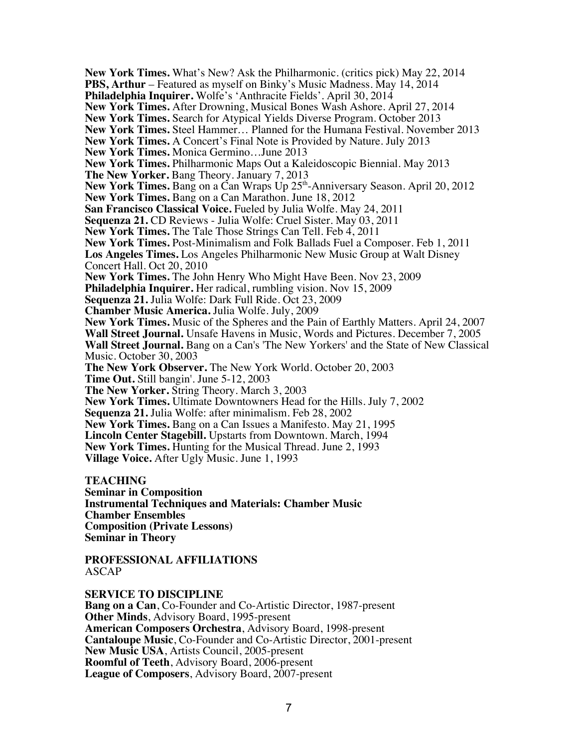**New York Times.** What's New? Ask the Philharmonic. (critics pick) May 22, 2014
**PBS, Arthur** – Featured as myself on Binky's Music Madness. May 14, 2014
**Philadelphia Inquirer.** Wolfe's 'Anthracite Fields'. April 30, 2014
**New York Times.** After Drowning, Musical Bones Wash Ashore. April 27, 2014
**New York Times.** Search for Atypical Yields Diverse Program. October 2013
**New York Times.** Steel Hammer… Planned for the Humana Festival. November 2013
**New York Times.** A Concert's Final Note is Provided by Nature. July 2013
**New York Times.** Monica Germino…June 2013
**New York Times.** Philharmonic Maps Out a Kaleidoscopic Biennial. May 2013
**The New Yorker.** Bang Theory. January 7, 2013
**New York Times.** Bang on a Can Wraps Up 25th-Anniversary Season. April 20, 2012
**New York Times.** Bang on a Can Marathon. June 18, 2012
**San Francisco Classical Voice.** Fueled by Julia Wolfe. May 24, 2011
**Sequenza 21.** CD Reviews - Julia Wolfe: Cruel Sister. May 03, 2011
**New York Times.** The Tale Those Strings Can Tell. Feb 4, 2011
**New York Times.** Post-Minimalism and Folk Ballads Fuel a Composer. Feb 1, 2011
**Los Angeles Times.** Los Angeles Philharmonic New Music Group at Walt Disney Concert Hall. Oct 20, 2010
**New York Times.** The John Henry Who Might Have Been. Nov 23, 2009
**Philadelphia Inquirer.** Her radical, rumbling vision. Nov 15, 2009
**Sequenza 21.** Julia Wolfe: Dark Full Ride. Oct 23, 2009
**Chamber Music America.** Julia Wolfe. July, 2009
**New York Times.** Music of the Spheres and the Pain of Earthly Matters. April 24, 2007
**Wall Street Journal.** Unsafe Havens in Music, Words and Pictures. December 7, 2005
**Wall Street Journal.** Bang on a Can's 'The New Yorkers' and the State of New Classical Music. October 30, 2003
**The New York Observer.** The New York World. October 20, 2003
**Time Out.** Still bangin'. June 5-12, 2003
**The New Yorker.** String Theory. March 3, 2003
**New York Times.** Ultimate Downtowners Head for the Hills. July 7, 2002
**Sequenza 21.** Julia Wolfe: after minimalism. Feb 28, 2002
**New York Times.** Bang on a Can Issues a Manifesto. May 21, 1995
**Lincoln Center Stagebill.** Upstarts from Downtown. March, 1994
**New York Times.** Hunting for the Musical Thread. June 2, 1993
**Village Voice.** After Ugly Music. June 1, 1993

**TEACHING**
**Seminar in Composition**
**Instrumental Techniques and Materials: Chamber Music**
**Chamber Ensembles**
**Composition (Private Lessons)**
**Seminar in Theory**

**PROFESSIONAL AFFILIATIONS**
ASCAP

**SERVICE TO DISCIPLINE**
**Bang on a Can**, Co-Founder and Co-Artistic Director, 1987-present
**Other Minds**, Advisory Board, 1995-present
**American Composers Orchestra**, Advisory Board, 1998-present
**Cantaloupe Music**, Co-Founder and Co-Artistic Director, 2001-present
**New Music USA**, Artists Council, 2005-present
**Roomful of Teeth**, Advisory Board, 2006-present
**League of Composers**, Advisory Board, 2007-present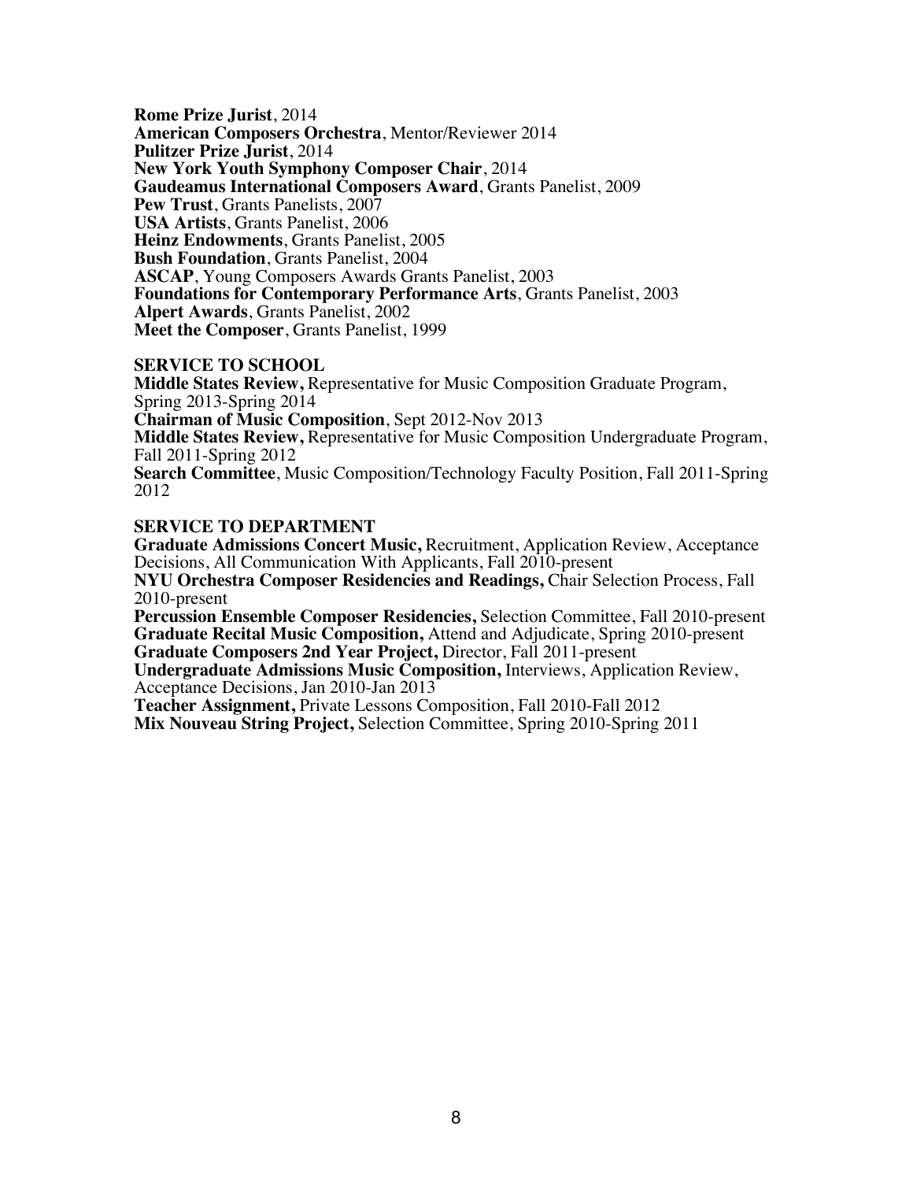**Rome Prize Jurist**, 2014
**American Composers Orchestra**, Mentor/Reviewer 2014
**Pulitzer Prize Jurist**, 2014
**New York Youth Symphony Composer Chair**, 2014
**Gaudeamus International Composers Award**, Grants Panelist, 2009
**Pew Trust**, Grants Panelists, 2007
**USA Artists**, Grants Panelist, 2006
**Heinz Endowments**, Grants Panelist, 2005
**Bush Foundation**, Grants Panelist, 2004
**ASCAP**, Young Composers Awards Grants Panelist, 2003
**Foundations for Contemporary Performance Arts**, Grants Panelist, 2003
**Alpert Awards**, Grants Panelist, 2002
**Meet the Composer**, Grants Panelist, 1999

**SERVICE TO SCHOOL**

**Middle States Review,** Representative for Music Composition Graduate Program, Spring 2013-Spring 2014
**Chairman of Music Composition**, Sept 2012-Nov 2013
**Middle States Review,** Representative for Music Composition Undergraduate Program, Fall 2011-Spring 2012
**Search Committee**, Music Composition/Technology Faculty Position, Fall 2011-Spring 2012

**SERVICE TO DEPARTMENT**

**Graduate Admissions Concert Music,** Recruitment, Application Review, Acceptance Decisions, All Communication With Applicants, Fall 2010-present
**NYU Orchestra Composer Residencies and Readings,** Chair Selection Process, Fall 2010-present
**Percussion Ensemble Composer Residencies,** Selection Committee, Fall 2010-present
**Graduate Recital Music Composition,** Attend and Adjudicate, Spring 2010-present
**Graduate Composers 2nd Year Project,** Director, Fall 2011-present
**Undergraduate Admissions Music Composition,** Interviews, Application Review, Acceptance Decisions, Jan 2010-Jan 2013
**Teacher Assignment,** Private Lessons Composition, Fall 2010-Fall 2012
**Mix Nouveau String Project,** Selection Committee, Spring 2010-Spring 2011